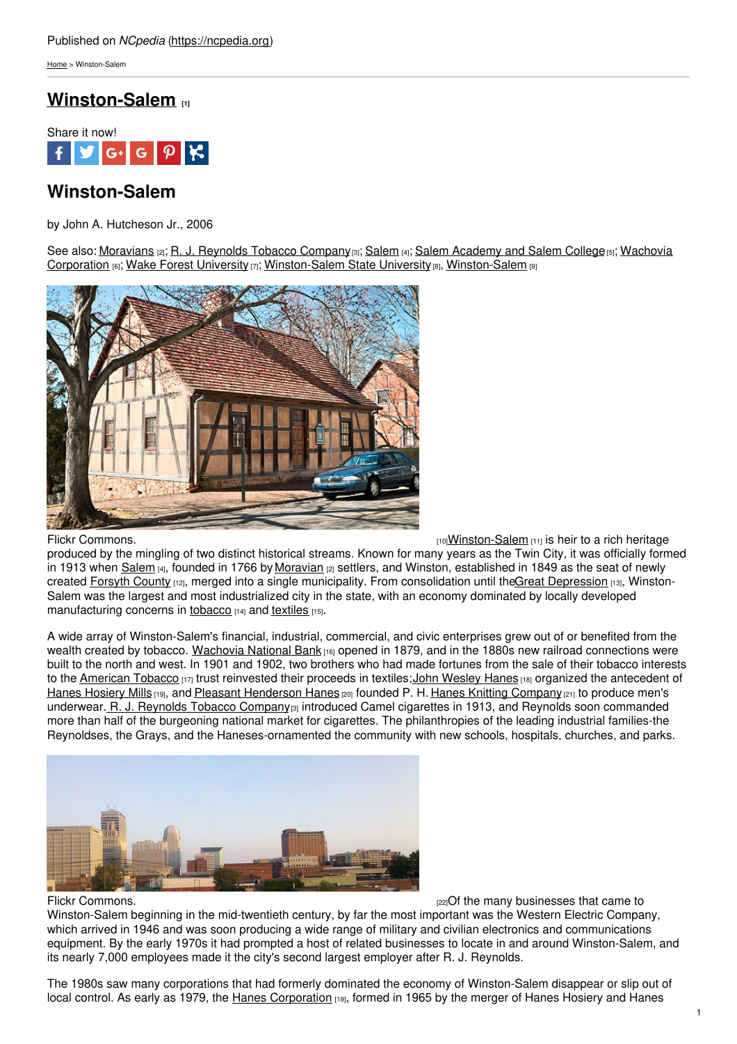Published on *NCpedia* (https://ncpedia.org)

Home > Winston-Salem

# Winston-Salem [1]

Share it now!

## Winston-Salem

by John A. Hutcheson Jr., 2006

See also: Moravians [2]; R. J. Reynolds Tobacco Company [3]; Salem [4]; Salem Academy and Salem College [5]; Wachovia Corporation [6]; Wake Forest University [7]; Winston-Salem State University [8], Winston-Salem [9]

Flickr Commons. [10]

Winston-Salem [11] is heir to a rich heritage produced by the mingling of two distinct historical streams. Known for many years as the Twin City, it was officially formed in 1913 when Salem [4], founded in 1766 by Moravian [2] settlers, and Winston, established in 1849 as the seat of newly created Forsyth County [12], merged into a single municipality. From consolidation until the Great Depression [13], Winston-Salem was the largest and most industrialized city in the state, with an economy dominated by locally developed manufacturing concerns in tobacco [14] and textiles [15].

A wide array of Winston-Salem's financial, industrial, commercial, and civic enterprises grew out of or benefited from the wealth created by tobacco. Wachovia National Bank [16] opened in 1879, and in the 1880s new railroad connections were built to the north and west. In 1901 and 1902, two brothers who had made fortunes from the sale of their tobacco interests to the American Tobacco [17] trust reinvested their proceeds in textiles; John Wesley Hanes [18] organized the antecedent of Hanes Hosiery Mills [19], and Pleasant Henderson Hanes [20] founded P. H. Hanes Knitting Company [21] to produce men's underwear. R. J. Reynolds Tobacco Company [3] introduced Camel cigarettes in 1913, and Reynolds soon commanded more than half of the burgeoning national market for cigarettes. The philanthropies of the leading industrial families-the Reynoldses, the Grays, and the Haneses-ornamented the community with new schools, hospitals, churches, and parks.

Flickr Commons. [22]

Of the many businesses that came to Winston-Salem beginning in the mid-twentieth century, by far the most important was the Western Electric Company, which arrived in 1946 and was soon producing a wide range of military and civilian electronics and communications equipment. By the early 1970s it had prompted a host of related businesses to locate in and around Winston-Salem, and its nearly 7,000 employees made it the city's second largest employer after R. J. Reynolds.

The 1980s saw many corporations that had formerly dominated the economy of Winston-Salem disappear or slip out of local control. As early as 1979, the Hanes Corporation [19], formed in 1965 by the merger of Hanes Hosiery and Hanes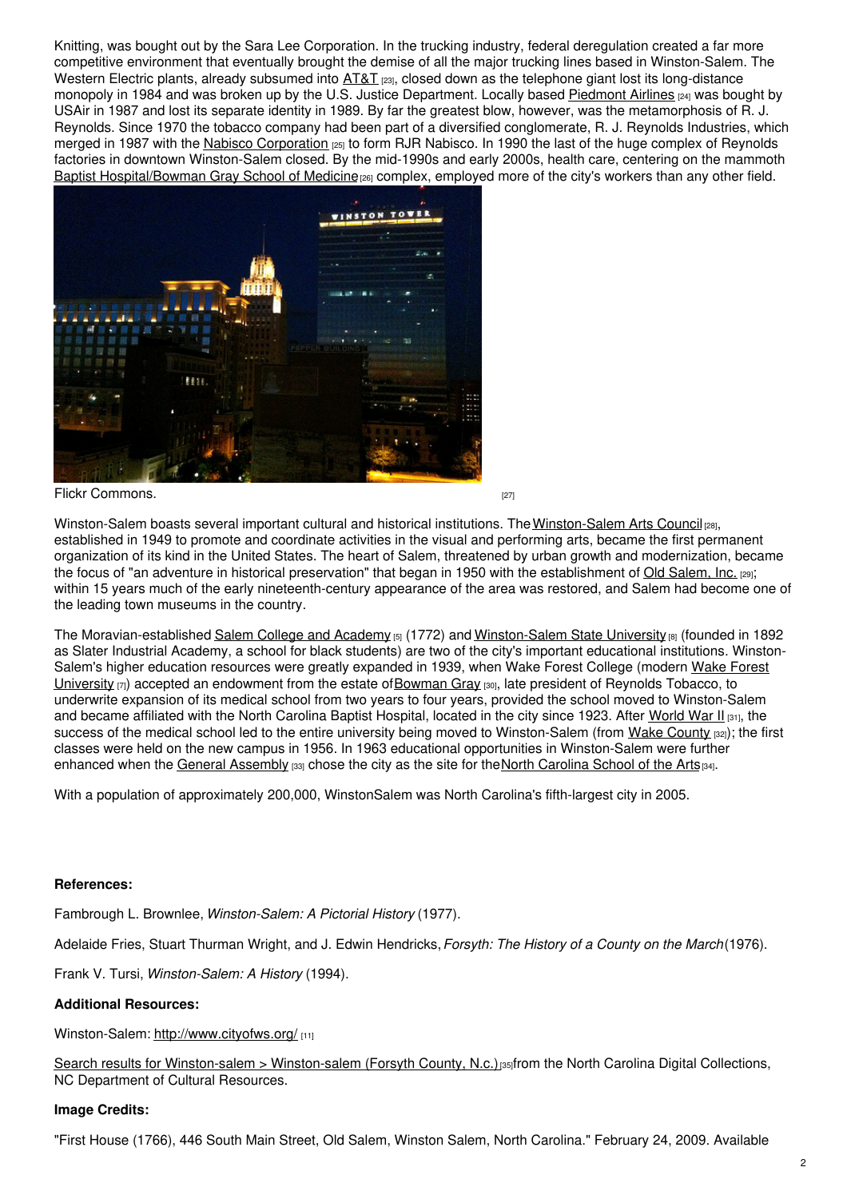Knitting, was bought out by the Sara Lee Corporation. In the trucking industry, federal deregulation created a far more competitive environment that eventually brought the demise of all the major trucking lines based in Winston-Salem. The Western Electric plants, already subsumed into AT&T [23], closed down as the telephone giant lost its long-distance monopoly in 1984 and was broken up by the U.S. Justice Department. Locally based Piedmont Airlines [24] was bought by USAir in 1987 and lost its separate identity in 1989. By far the greatest blow, however, was the metamorphosis of R. J. Reynolds. Since 1970 the tobacco company had been part of a diversified conglomerate, R. J. Reynolds Industries, which merged in 1987 with the Nabisco Corporation [25] to form RJR Nabisco. In 1990 the last of the huge complex of Reynolds factories in downtown Winston-Salem closed. By the mid-1990s and early 2000s, health care, centering on the mammoth Baptist Hospital/Bowman Gray School of Medicine [26] complex, employed more of the city's workers than any other field.

Flickr Commons. [27]

Winston-Salem boasts several important cultural and historical institutions. The Winston-Salem Arts Council [28], established in 1949 to promote and coordinate activities in the visual and performing arts, became the first permanent organization of its kind in the United States. The heart of Salem, threatened by urban growth and modernization, became the focus of "an adventure in historical preservation" that began in 1950 with the establishment of Old Salem, Inc. [29]; within 15 years much of the early nineteenth-century appearance of the area was restored, and Salem had become one of the leading town museums in the country.

The Moravian-established Salem College and Academy [5] (1772) and Winston-Salem State University [8] (founded in 1892 as Slater Industrial Academy, a school for black students) are two of the city's important educational institutions. Winston-Salem's higher education resources were greatly expanded in 1939, when Wake Forest College (modern Wake Forest University [7]) accepted an endowment from the estate of Bowman Gray [30], late president of Reynolds Tobacco, to underwrite expansion of its medical school from two years to four years, provided the school moved to Winston-Salem and became affiliated with the North Carolina Baptist Hospital, located in the city since 1923. After World War II [31], the success of the medical school led to the entire university being moved to Winston-Salem (from Wake County [32]); the first classes were held on the new campus in 1956. In 1963 educational opportunities in Winston-Salem were further enhanced when the General Assembly [33] chose the city as the site for the North Carolina School of the Arts [34].

With a population of approximately 200,000, WinstonSalem was North Carolina's fifth-largest city in 2005.

**References:**

Fambrough L. Brownlee, *Winston-Salem: A Pictorial History* (1977).

Adelaide Fries, Stuart Thurman Wright, and J. Edwin Hendricks, *Forsyth: The History of a County on the March* (1976).

Frank V. Tursi, *Winston-Salem: A History* (1994).

**Additional Resources:**

Winston-Salem: http://www.cityofws.org/ [11]

Search results for Winston-salem > Winston-salem (Forsyth County, N.c.) [35] from the North Carolina Digital Collections, NC Department of Cultural Resources.

**Image Credits:**

"First House (1766), 446 South Main Street, Old Salem, Winston Salem, North Carolina." February 24, 2009. Available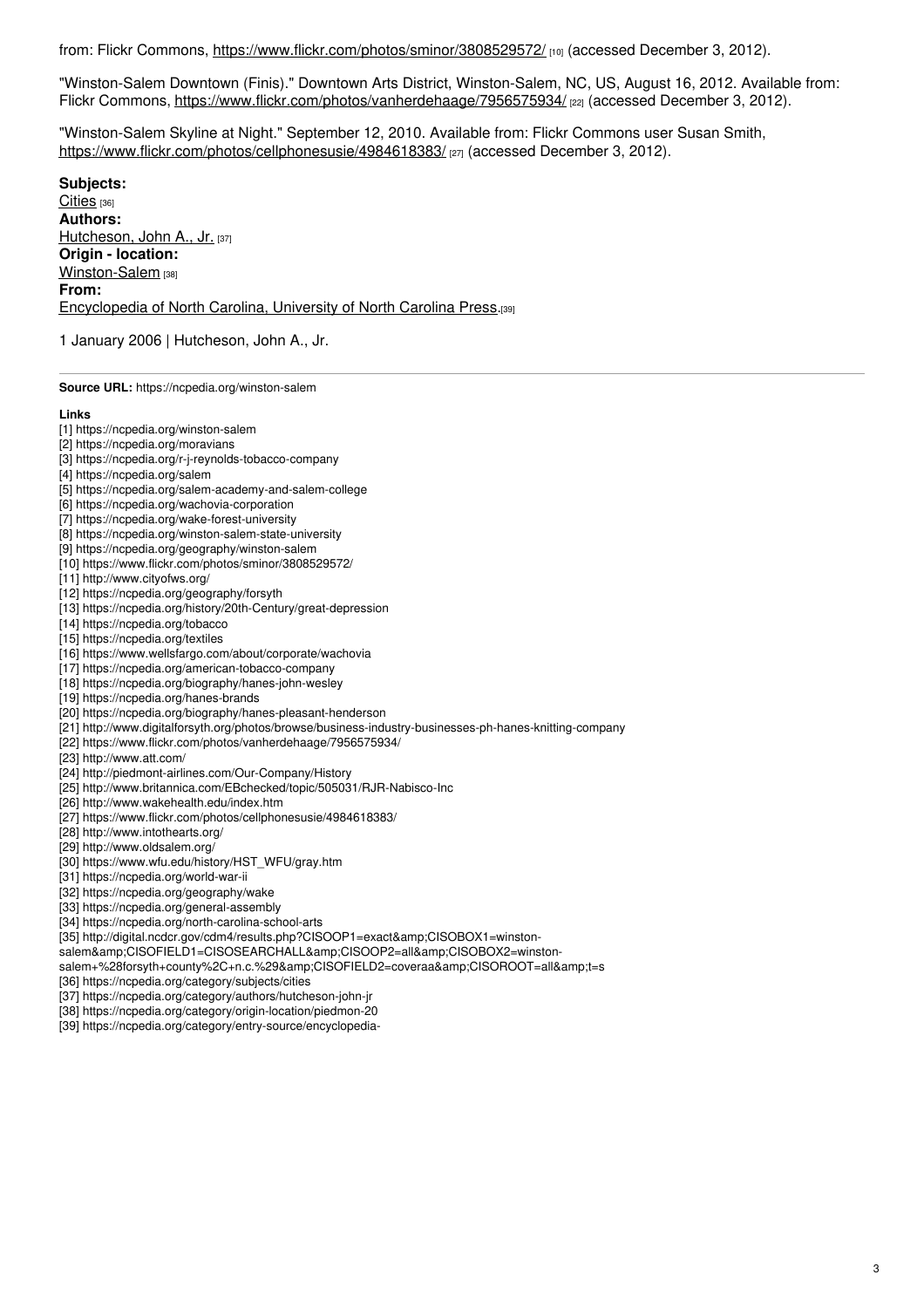from: Flickr Commons, https://www.flickr.com/photos/sminor/3808529572/ [10] (accessed December 3, 2012).

"Winston-Salem Downtown (Finis)." Downtown Arts District, Winston-Salem, NC, US, August 16, 2012. Available from: Flickr Commons, https://www.flickr.com/photos/vanherdehaage/7956575934/ [22] (accessed December 3, 2012).

"Winston-Salem Skyline at Night." September 12, 2010. Available from: Flickr Commons user Susan Smith, https://www.flickr.com/photos/cellphonesusie/4984618383/ [27] (accessed December 3, 2012).

**Subjects:**
Cities [36]
**Authors:**
Hutcheson, John A., Jr. [37]
**Origin - location:**
Winston-Salem [38]
**From:**
Encyclopedia of North Carolina, University of North Carolina Press.[39]

1 January 2006 | Hutcheson, John A., Jr.

---

**Source URL:** https://ncpedia.org/winston-salem

**Links**
[1] https://ncpedia.org/winston-salem
[2] https://ncpedia.org/moravians
[3] https://ncpedia.org/r-j-reynolds-tobacco-company
[4] https://ncpedia.org/salem
[5] https://ncpedia.org/salem-academy-and-salem-college
[6] https://ncpedia.org/wachovia-corporation
[7] https://ncpedia.org/wake-forest-university
[8] https://ncpedia.org/winston-salem-state-university
[9] https://ncpedia.org/geography/winston-salem
[10] https://www.flickr.com/photos/sminor/3808529572/
[11] http://www.cityofws.org/
[12] https://ncpedia.org/geography/forsyth
[13] https://ncpedia.org/history/20th-Century/great-depression
[14] https://ncpedia.org/tobacco
[15] https://ncpedia.org/textiles
[16] https://www.wellsfargo.com/about/corporate/wachovia
[17] https://ncpedia.org/american-tobacco-company
[18] https://ncpedia.org/biography/hanes-john-wesley
[19] https://ncpedia.org/hanes-brands
[20] https://ncpedia.org/biography/hanes-pleasant-henderson
[21] http://www.digitalforsyth.org/photos/browse/business-industry-businesses-ph-hanes-knitting-company
[22] https://www.flickr.com/photos/vanherdehaage/7956575934/
[23] http://www.att.com/
[24] http://piedmont-airlines.com/Our-Company/History
[25] http://www.britannica.com/EBchecked/topic/505031/RJR-Nabisco-Inc
[26] http://www.wakehealth.edu/index.htm
[27] https://www.flickr.com/photos/cellphonesusie/4984618383/
[28] http://www.intothearts.org/
[29] http://www.oldsalem.org/
[30] https://www.wfu.edu/history/HST_WFU/gray.htm
[31] https://ncpedia.org/world-war-ii
[32] https://ncpedia.org/geography/wake
[33] https://ncpedia.org/general-assembly
[34] https://ncpedia.org/north-carolina-school-arts
[35] http://digital.ncdcr.gov/cdm4/results.php?CISOOP1=exact&amp;CISOBOX1=winston-salem&amp;CISOFIELD1=CISOSEARCHALL&amp;CISOOP2=all&amp;CISOBOX2=winston-salem+%28forsyth+county%2C+n.c.%29&amp;CISOFIELD2=coveraa&amp;CISOROOT=all&amp;t=s
[36] https://ncpedia.org/category/subjects/cities
[37] https://ncpedia.org/category/authors/hutcheson-john-jr
[38] https://ncpedia.org/category/origin-location/piedmon-20
[39] https://ncpedia.org/category/entry-source/encyclopedia-